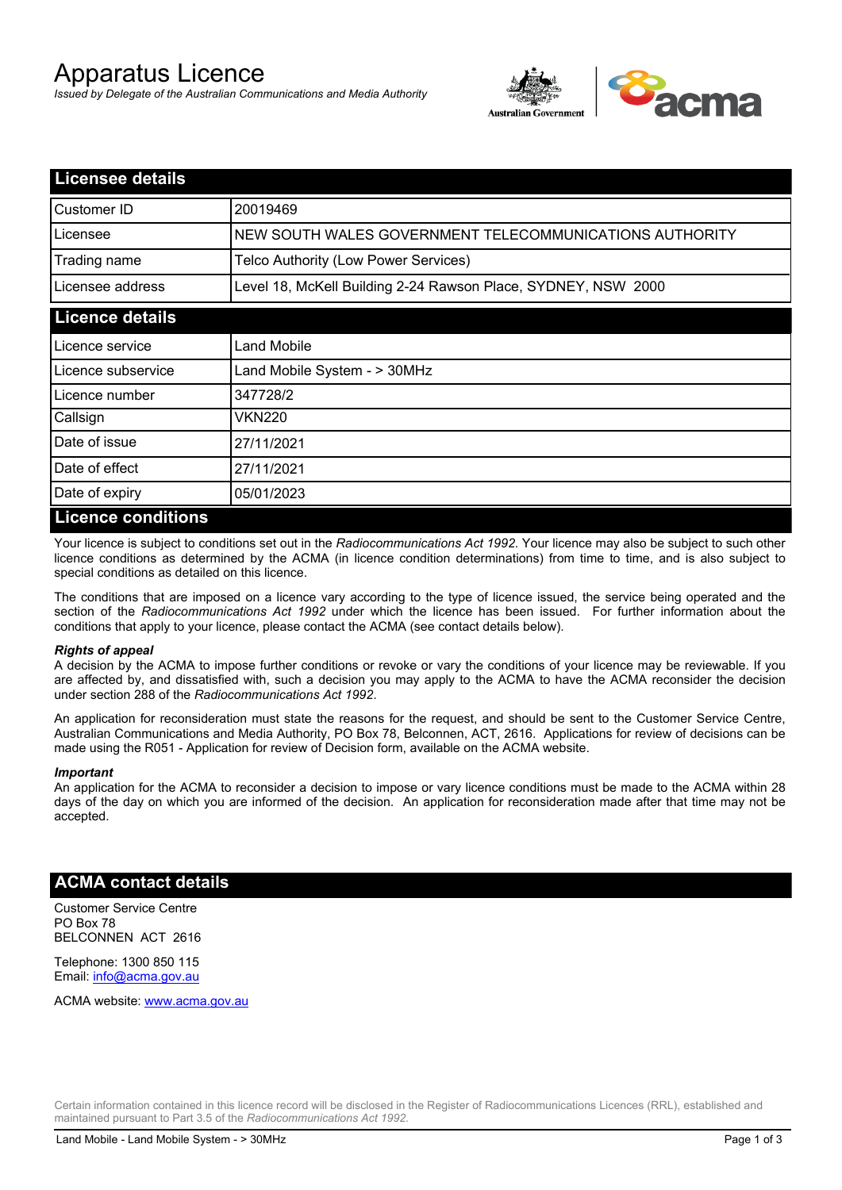# Apparatus Licence

*Issued by Delegate of the Australian Communications and Media Authority*

## Licensee details

| | |
|---|---|
| Customer ID | 20019469 |
| Licensee | NEW SOUTH WALES GOVERNMENT TELECOMMUNICATIONS AUTHORITY |
| Trading name | Telco Authority (Low Power Services) |
| Licensee address | Level 18, McKell Building 2-24 Rawson Place, SYDNEY, NSW 2000 |

## Licence details

| | |
|---|---|
| Licence service | Land Mobile |
| Licence subservice | Land Mobile System - > 30MHz |
| Licence number | 347728/2 |
| Callsign | VKN220 |
| Date of issue | 27/11/2021 |
| Date of effect | 27/11/2021 |
| Date of expiry | 05/01/2023 |

## Licence conditions

Your licence is subject to conditions set out in the *Radiocommunications Act 1992*. Your licence may also be subject to such other licence conditions as determined by the ACMA (in licence condition determinations) from time to time, and is also subject to special conditions as detailed on this licence.

The conditions that are imposed on a licence vary according to the type of licence issued, the service being operated and the section of the *Radiocommunications Act 1992* under which the licence has been issued. For further information about the conditions that apply to your licence, please contact the ACMA (see contact details below).

***Rights of appeal***

A decision by the ACMA to impose further conditions or revoke or vary the conditions of your licence may be reviewable. If you are affected by, and dissatisfied with, such a decision you may apply to the ACMA to have the ACMA reconsider the decision under section 288 of the *Radiocommunications Act 1992*.

An application for reconsideration must state the reasons for the request, and should be sent to the Customer Service Centre, Australian Communications and Media Authority, PO Box 78, Belconnen, ACT, 2616. Applications for review of decisions can be made using the R051 - Application for review of Decision form, available on the ACMA website.

***Important***

An application for the ACMA to reconsider a decision to impose or vary licence conditions must be made to the ACMA within 28 days of the day on which you are informed of the decision. An application for reconsideration made after that time may not be accepted.

## ACMA contact details

Customer Service Centre
PO Box 78
BELCONNEN ACT 2616

Telephone: 1300 850 115
Email: info@acma.gov.au

ACMA website: www.acma.gov.au

Certain information contained in this licence record will be disclosed in the Register of Radiocommunications Licences (RRL), established and maintained pursuant to Part 3.5 of the *Radiocommunications Act 1992.*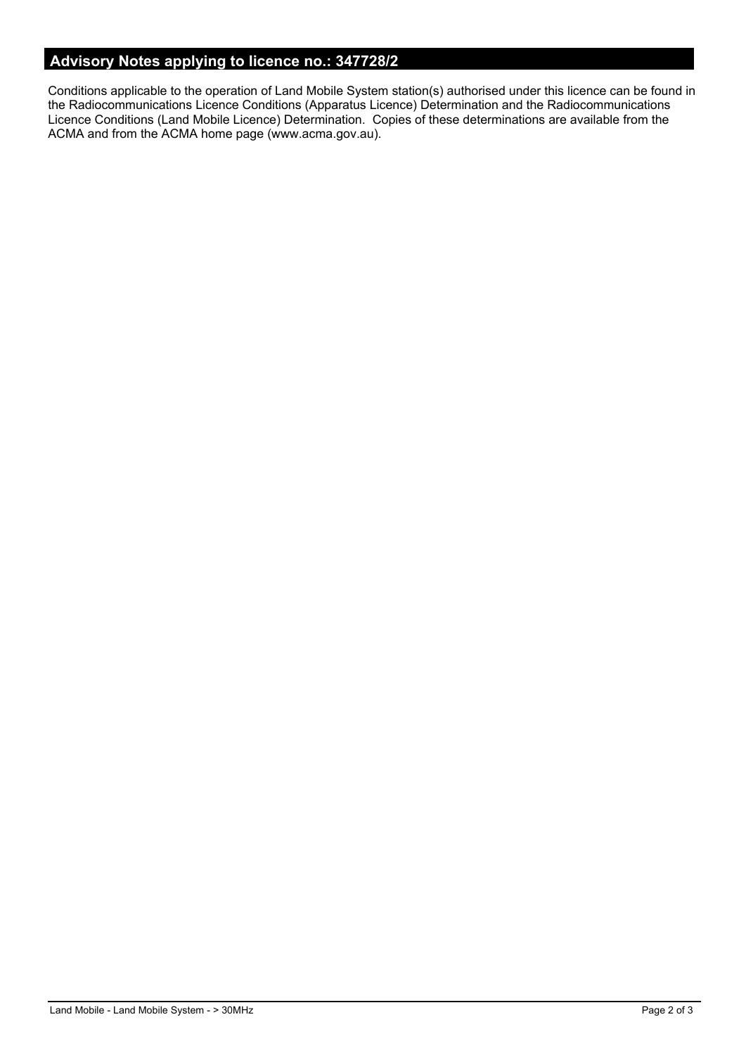## Advisory Notes applying to licence no.: 347728/2

Conditions applicable to the operation of Land Mobile System station(s) authorised under this licence can be found in the Radiocommunications Licence Conditions (Apparatus Licence) Determination and the Radiocommunications Licence Conditions (Land Mobile Licence) Determination. Copies of these determinations are available from the ACMA and from the ACMA home page (www.acma.gov.au).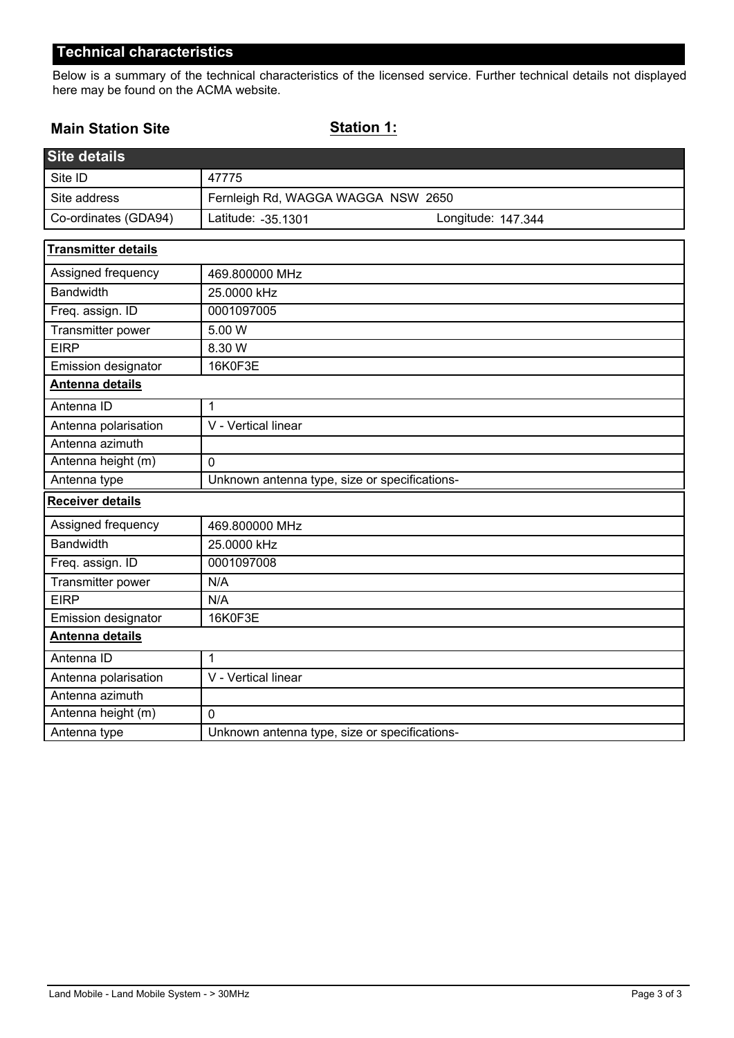## Technical characteristics

Below is a summary of the technical characteristics of the licensed service. Further technical details not displayed here may be found on the ACMA website.

**Main Station Site** **Station 1:**

| Site details | |
|---|---|
| Site ID | 47775 |
| Site address | Fernleigh Rd, WAGGA WAGGA NSW 2650 |
| Co-ordinates (GDA94) | Latitude: -35.1301 Longitude: 147.344 |

| Transmitter details | |
|---|---|
| Assigned frequency | 469.800000 MHz |
| Bandwidth | 25.0000 kHz |
| Freq. assign. ID | 0001097005 |
| Transmitter power | 5.00 W |
| EIRP | 8.30 W |
| Emission designator | 16K0F3E |
| **Antenna details** | |
| Antenna ID | 1 |
| Antenna polarisation | V - Vertical linear |
| Antenna azimuth | |
| Antenna height (m) | 0 |
| Antenna type | Unknown antenna type, size or specifications- |

| Receiver details | |
|---|---|
| Assigned frequency | 469.800000 MHz |
| Bandwidth | 25.0000 kHz |
| Freq. assign. ID | 0001097008 |
| Transmitter power | N/A |
| EIRP | N/A |
| Emission designator | 16K0F3E |
| **Antenna details** | |
| Antenna ID | 1 |
| Antenna polarisation | V - Vertical linear |
| Antenna azimuth | |
| Antenna height (m) | 0 |
| Antenna type | Unknown antenna type, size or specifications- |